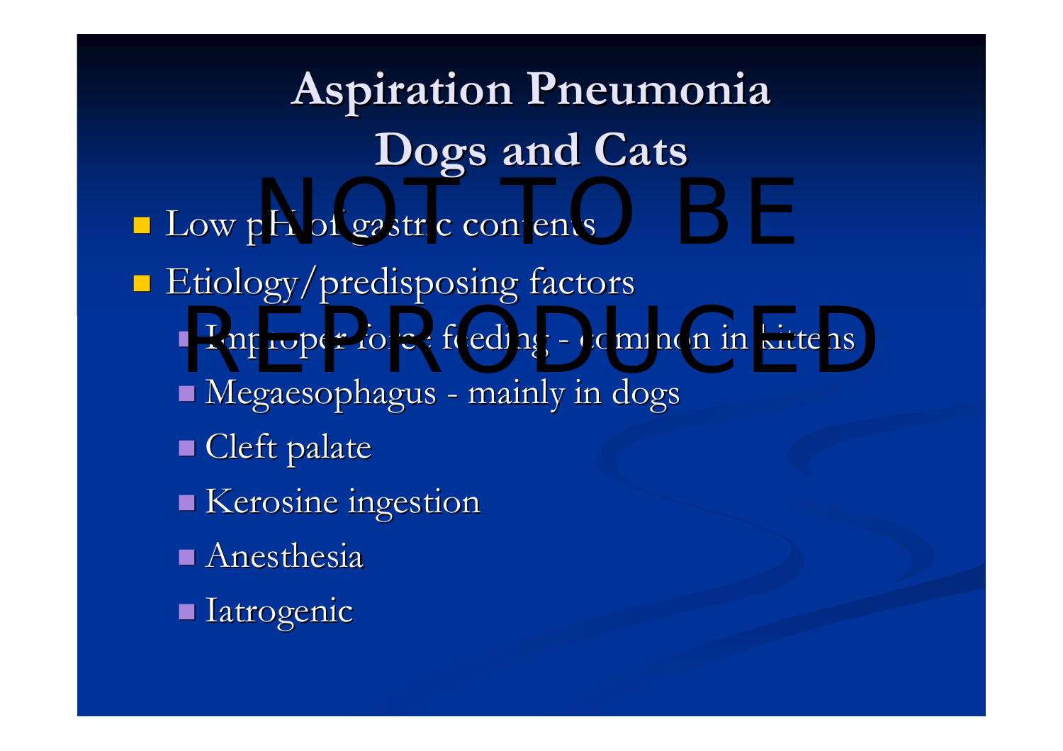# Aspiration Pneumonia
## Dogs and Cats

- Low pH of gastric contents
- Etiology/predisposing factors
  - Improper force feeding - common in kittens
  - Megaesophagus - mainly in dogs
  - Cleft palate
  - Kerosine ingestion
  - Anesthesia
  - Iatrogenic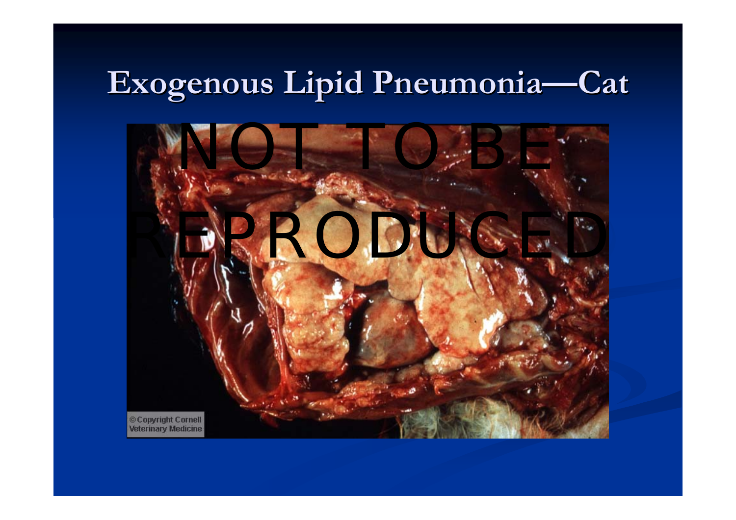# Exogenous Lipid Pneumonia—Cat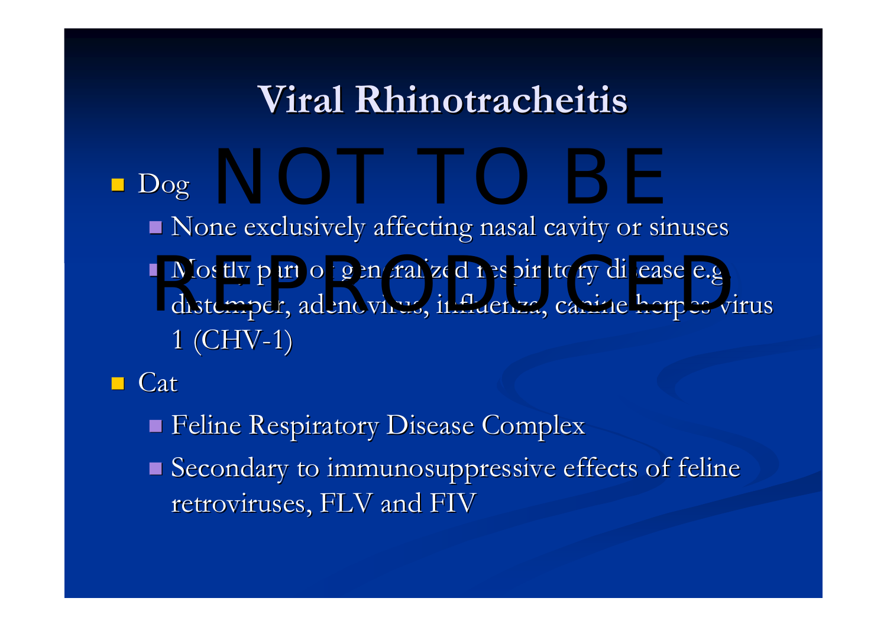# Viral Rhinotracheitis

- Dog
  - None exclusively affecting nasal cavity or sinuses
  - Mostly part of generalized respiratory disease e.g. distemper, adenovirus, influenza, canine herpes virus 1 (CHV-1)
- Cat
  - Feline Respiratory Disease Complex
  - Secondary to immunosuppressive effects of feline retroviruses, FLV and FIV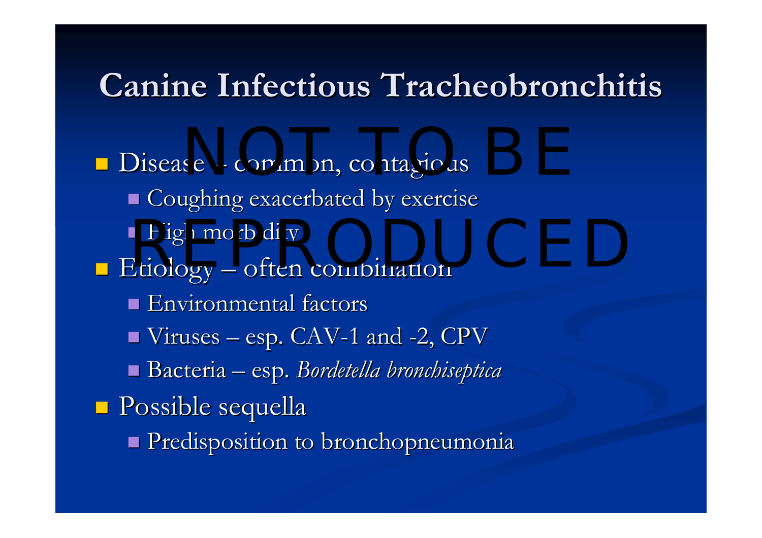# Canine Infectious Tracheobronchitis

- Disease – common, contagious
  - Coughing exacerbated by exercise
  - High morbidity
- Etiology – often combination
  - Environmental factors
  - Viruses – esp. CAV-1 and -2, CPV
  - Bacteria – esp. *Bordetella bronchiseptica*
- Possible sequella
  - Predisposition to bronchopneumonia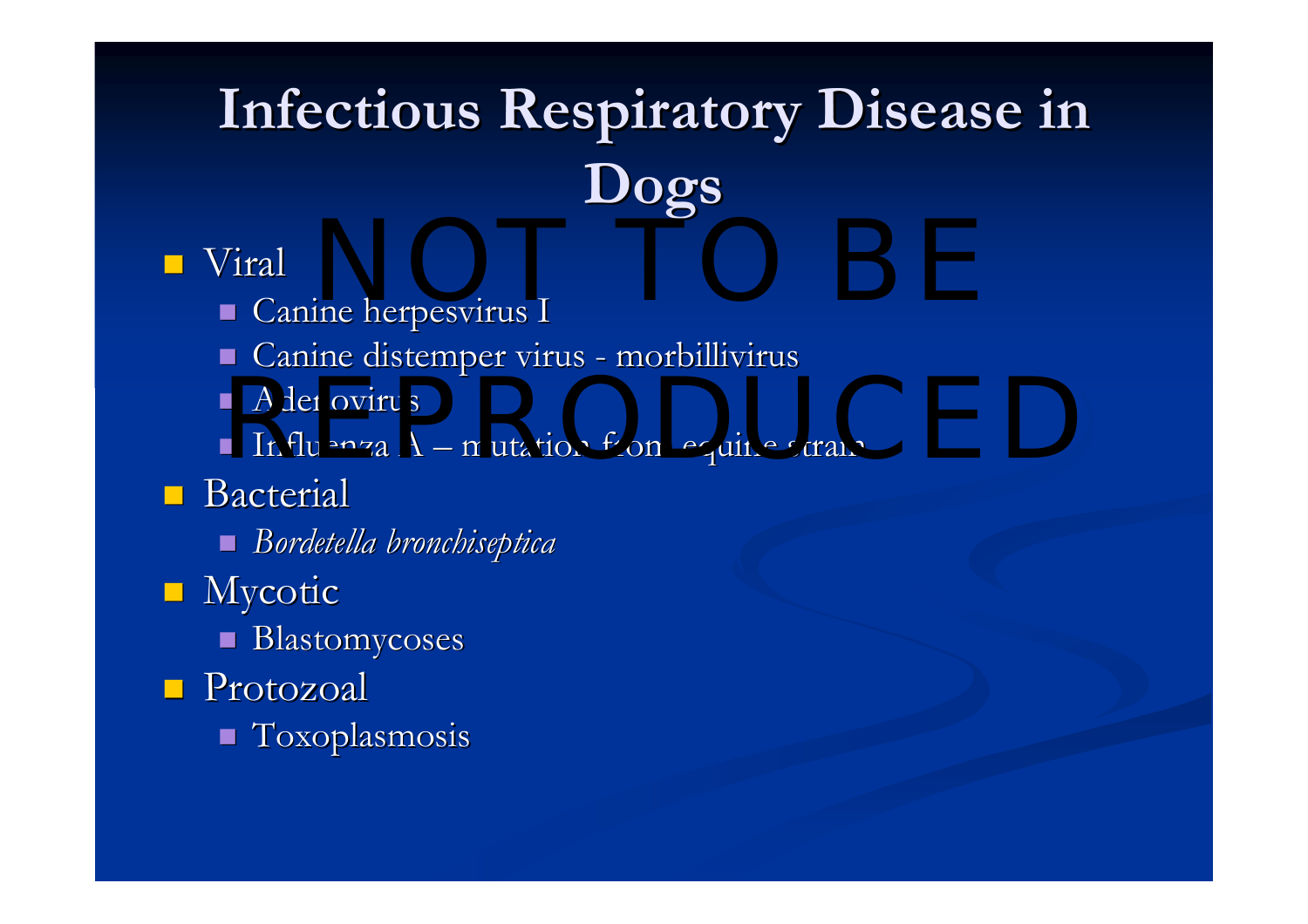# Infectious Respiratory Disease in Dogs

- Viral
  - Canine herpesvirus I
  - Canine distemper virus - morbillivirus
  - Adenovirus
  - Influenza A – mutation from equine strain
- Bacterial
  - *Bordetella bronchiseptica*
- Mycotic
  - Blastomycoses
- Protozoal
  - Toxoplasmosis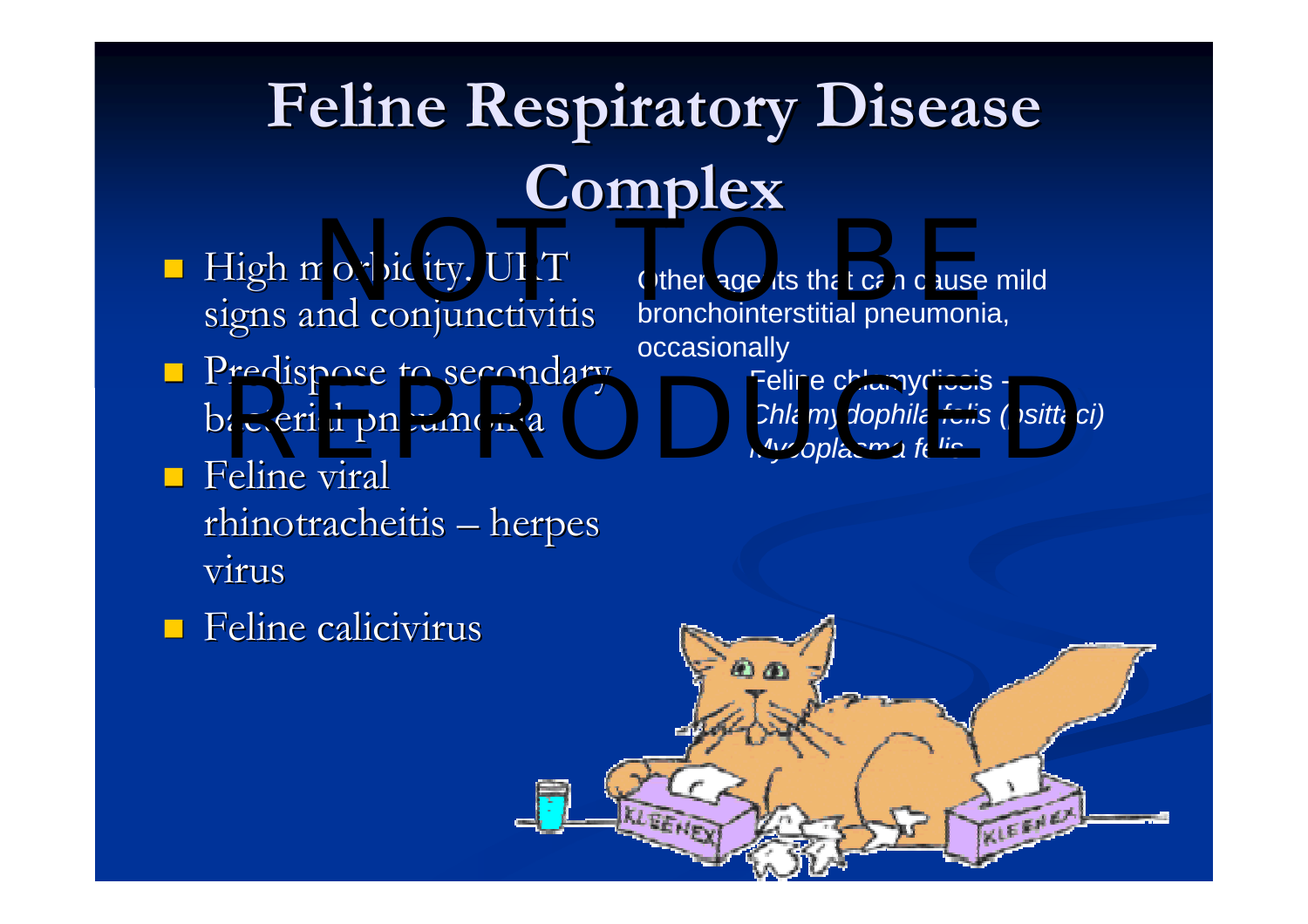# Feline Respiratory Disease Complex

- High morbidity. URT signs and conjunctivitis
- Predispose to secondary bacterial pneumonia
- Feline viral rhinotracheitis – herpes virus
- Feline calicivirus

Other agents that can cause mild bronchointerstitial pneumonia, occasionally

- Feline chlamydiosis - *Chlamydophila felis (psittaci)*
- *Mycoplasma felis*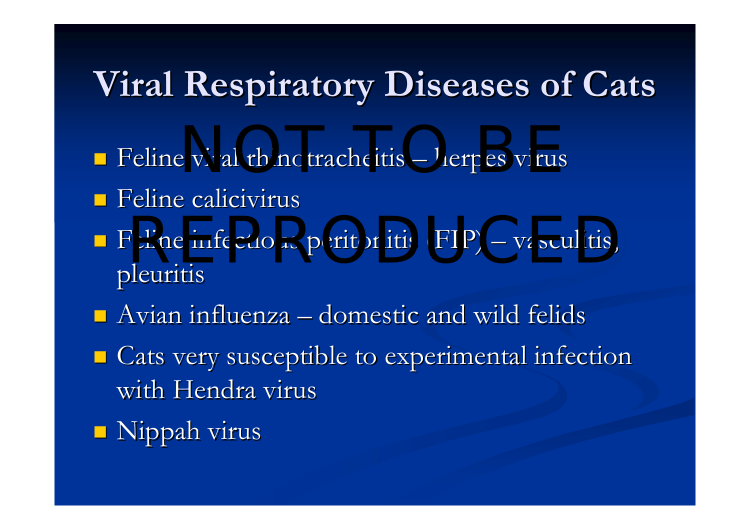# Viral Respiratory Diseases of Cats

NOT TO BE REPRODUCED

- Feline viral rhinotracheitis – herpes virus
- Feline calicivirus
- Feline infectious peritonitis (FIP) – vasculitis, pleuritis
- Avian influenza – domestic and wild felids
- Cats very susceptible to experimental infection with Hendra virus
- Nippah virus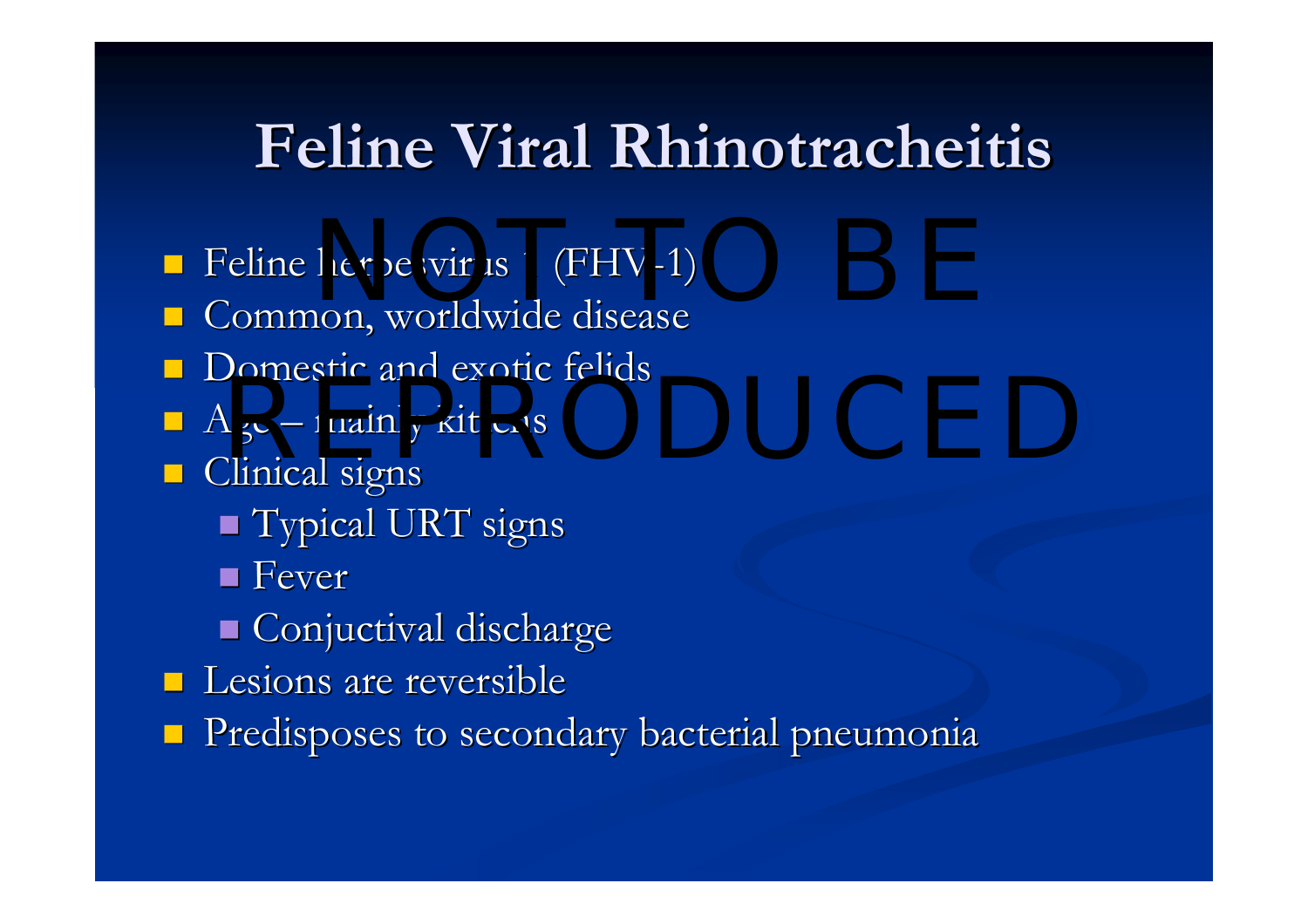# Feline Viral Rhinotracheitis

NOT TO BE REPRODUCED

- Feline herpesvirus 1 (FHV-1)
- Common, worldwide disease
- Domestic and exotic felids
- Age – mainly kittens
- Clinical signs
  - Typical URT signs
  - Fever
  - Conjuctival discharge
- Lesions are reversible
- Predisposes to secondary bacterial pneumonia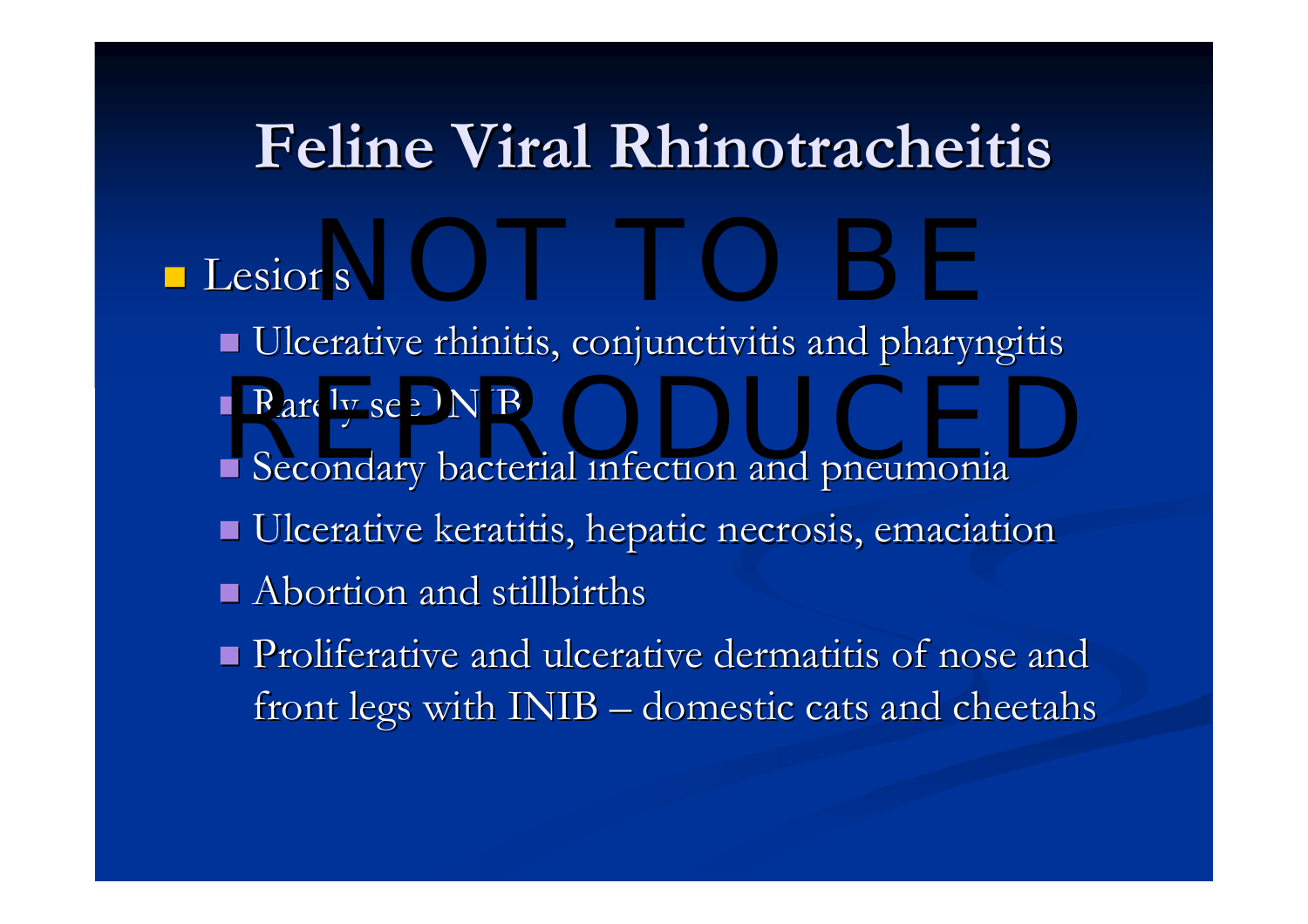# Feline Viral Rhinotracheitis

- Lesions
  - Ulcerative rhinitis, conjunctivitis and pharyngitis
  - Rarely see INIB
  - Secondary bacterial infection and pneumonia
  - Ulcerative keratitis, hepatic necrosis, emaciation
  - Abortion and stillbirths
  - Proliferative and ulcerative dermatitis of nose and front legs with INIB – domestic cats and cheetahs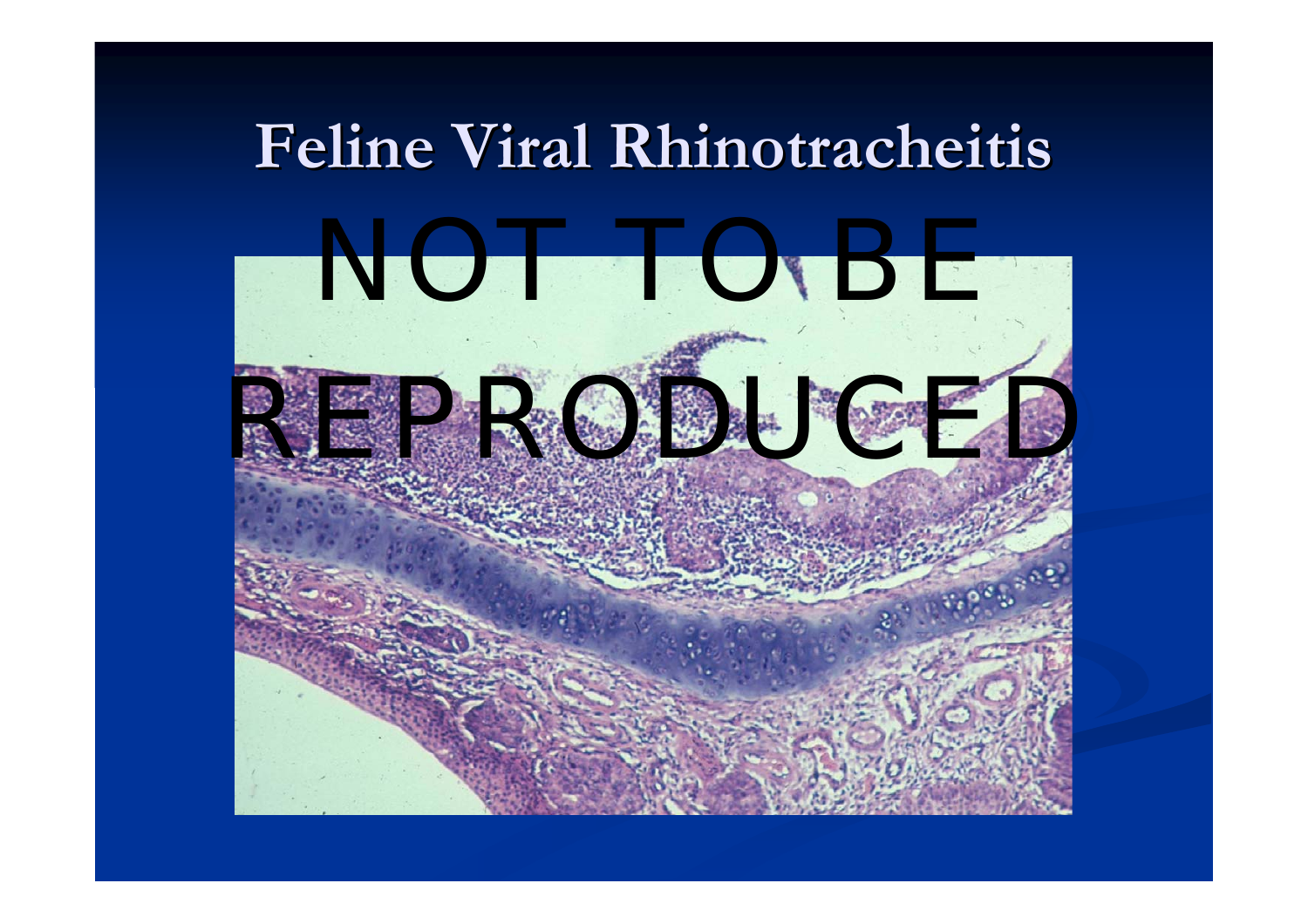# Feline Viral Rhinotracheitis

NOT TO BE REPRODUCED